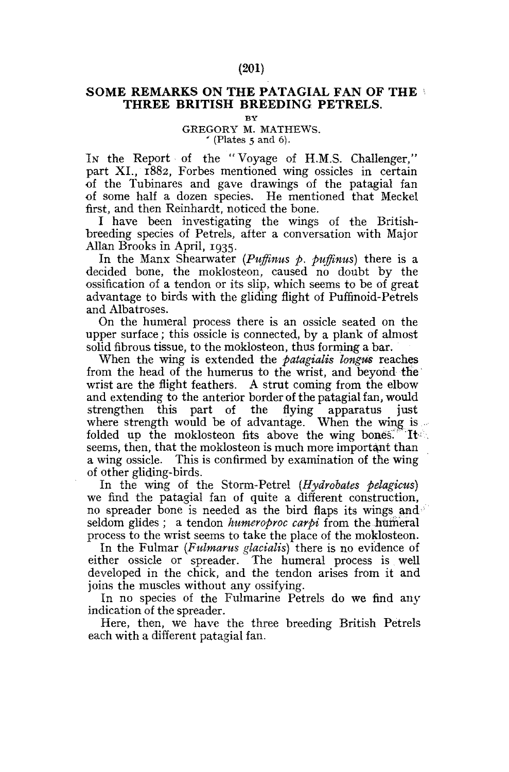# SOME REMARKS ON THE PATAGIAL FAN OF THE THREE BRITISH BREEDING PETRELS.

BY

GREGORY M. MATHEWS.

(Plates 5 and 6).

IN the Report of the "Voyage of H.M.S. Challenger," part XI., 1882, Forbes mentioned wing ossicles in certain of the Tubinares and gave drawings of the patagial fan of some half a dozen species. He mentioned that Meckel first, and then Reinhardt, noticed the bone.

I have been investigating the wings of the British-breeding species of Petrels, after a conversation with Major Allan Brooks in April, 1935.

In the Manx Shearwater (*Puffinus p. puffinus*) there is a decided bone, the moklosteon, caused no doubt by the ossification of a tendon or its slip, which seems to be of great advantage to birds with the gliding flight of Puffinoid-Petrels and Albatroses.

On the humeral process there is an ossicle seated on the upper surface; this ossicle is connected, by a plank of almost solid fibrous tissue, to the moklosteon, thus forming a bar.

When the wing is extended the *patagialis longus* reaches from the head of the humerus to the wrist, and beyond the wrist are the flight feathers. A strut coming from the elbow and extending to the anterior border of the patagial fan, would strengthen this part of the flying apparatus just where strength would be of advantage. When the wing is folded up the moklosteon fits above the wing bones. It seems, then, that the moklosteon is much more important than a wing ossicle. This is confirmed by examination of the wing of other gliding-birds.

In the wing of the Storm-Petrel (*Hydrobates pelagicus*) we find the patagial fan of quite a different construction, no spreader bone is needed as the bird flaps its wings and seldom glides; a tendon *humeroproc carpi* from the humeral process to the wrist seems to take the place of the moklosteon.

In the Fulmar (*Fulmarus glacialis*) there is no evidence of either ossicle or spreader. The humeral process is well developed in the chick, and the tendon arises from it and joins the muscles without any ossifying.

In no species of the Fulmarine Petrels do we find any indication of the spreader.

Here, then, we have the three breeding British Petrels each with a different patagial fan.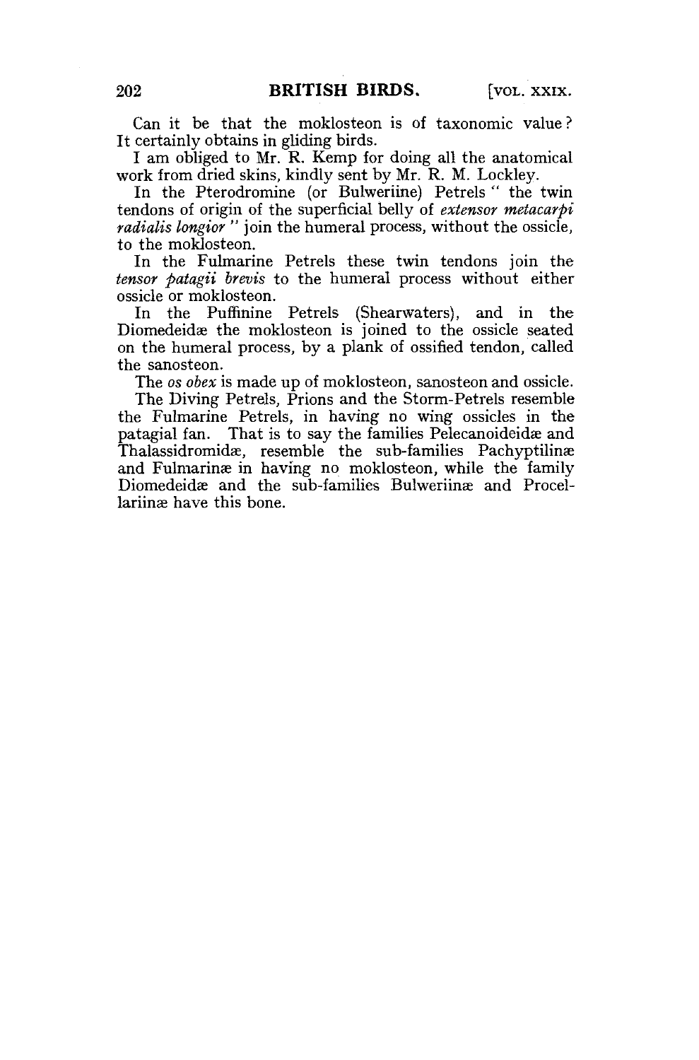Can it be that the moklosteon is of taxonomic value? It certainly obtains in gliding birds.

I am obliged to Mr. R. Kemp for doing all the anatomical work from dried skins, kindly sent by Mr. R. M. Lockley.

In the Pterodromine (or Bulweriine) Petrels " the twin tendons of origin of the superficial belly of *extensor metacarpi radialis longior* " join the humeral process, without the ossicle, to the moklosteon.

In the Fulmarine Petrels these twin tendons join the *tensor patagii brevis* to the humeral process without either ossicle or moklosteon.

In the Puffinine Petrels (Shearwaters), and in the Diomedeidæ the moklosteon is joined to the ossicle seated on the humeral process, by a plank of ossified tendon, called the sanosteon.

The *os obex* is made up of moklosteon, sanosteon and ossicle.

The Diving Petrels, Prions and the Storm-Petrels resemble the Fulmarine Petrels, in having no wing ossicles in the patagial fan. That is to say the families Pelecanoideidæ and Thalassidromidæ, resemble the sub-families Pachyptilinæ and Fulmarinæ in having no moklosteon, while the family Diomedeidæ and the sub-families Bulweriinæ and Procellariinæ have this bone.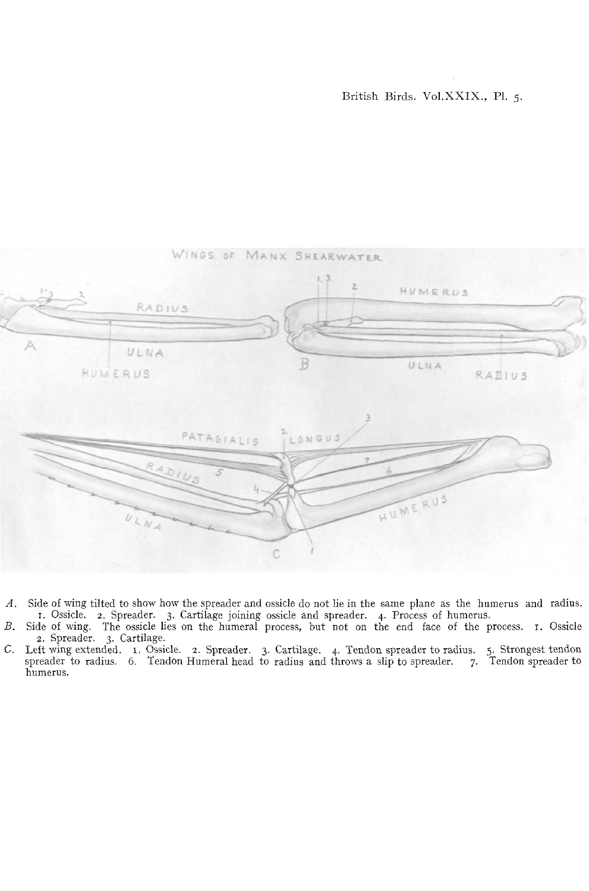*A*. Side of wing tilted to show how the spreader and ossicle do not lie in the same plane as the humerus and radius. 1. Ossicle. 2. Spreader. 3. Cartilage joining ossicle and spreader. 4. Process of humerus.

*B*. Side of wing. The ossicle lies on the humeral process, but not on the end face of the process. 1. Ossicle 2. Spreader. 3. Cartilage.

*C*. Left wing extended. 1. Ossicle. 2. Spreader. 3. Cartilage. 4. Tendon spreader to radius. 5. Strongest tendon spreader to radius. 6. Tendon Humeral head to radius and throws a slip to spreader. 7. Tendon spreader to humerus.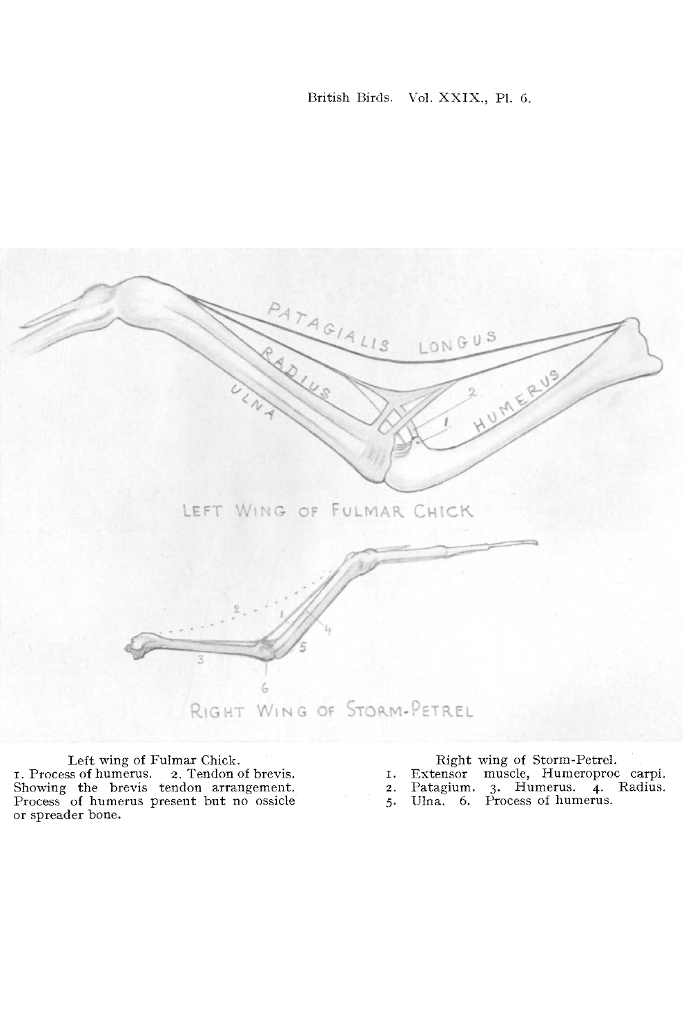LEFT WING OF FULMAR CHICK

PATAGIALIS LONGUS

RADIUS

ULNA

HUMERUS

1

2

RIGHT WING OF STORM-PETREL

1

2

3

4

5

6

Left wing of Fulmar Chick.
1. Process of humerus. 2. Tendon of brevis. Showing the brevis tendon arrangement. Process of humerus present but no ossicle or spreader bone.

Right wing of Storm-Petrel.
1. Extensor muscle, Humeroproc carpi.
2. Patagium. 3. Humerus. 4. Radius.
5. Ulna. 6. Process of humerus.